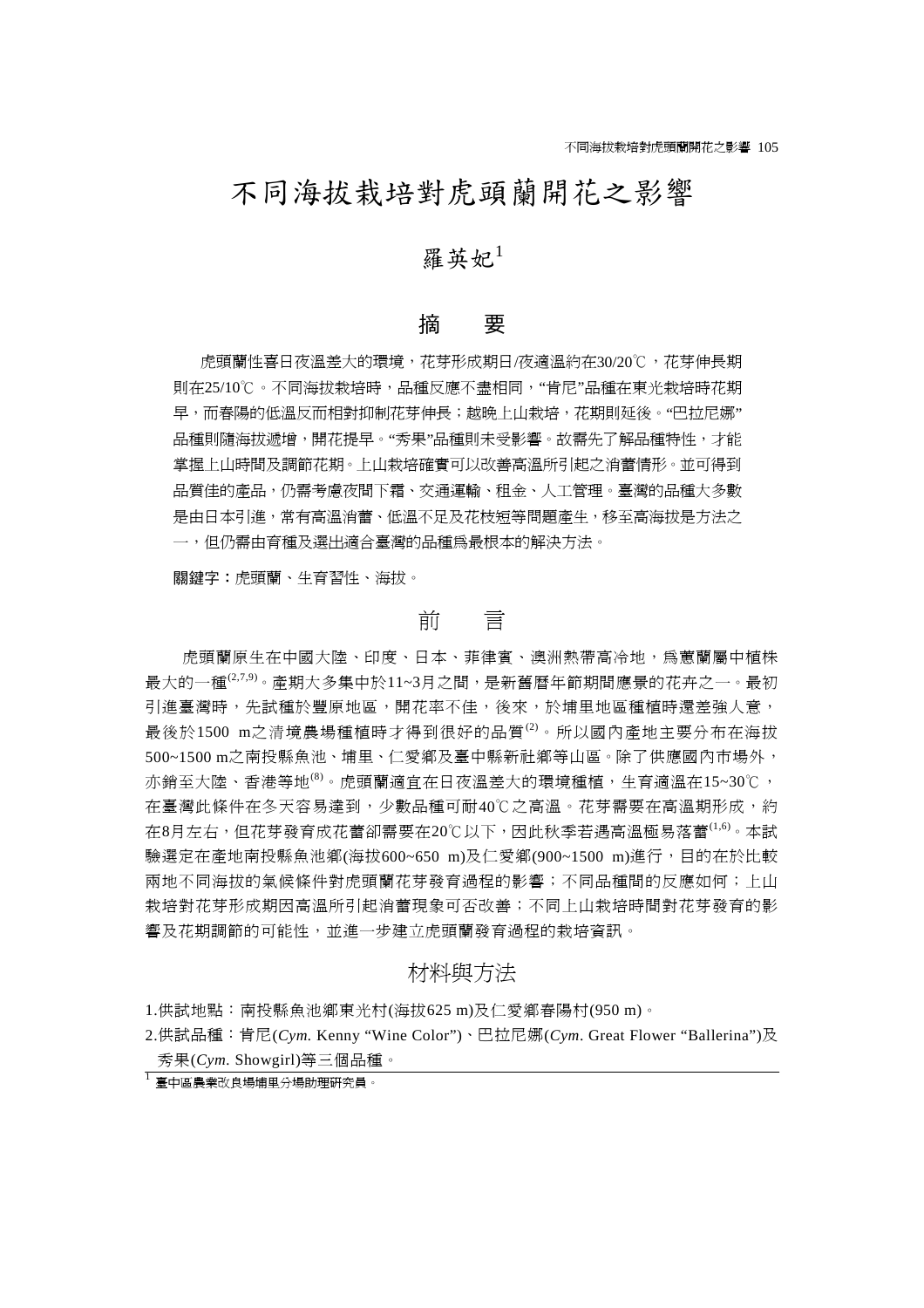# 不同海拔栽培對虎頭蘭開花之影響

羅英妃[1]

## 摘　要

虎頭蘭性喜日夜溫差大的環境，花芽形成期日/夜適溫約在30/20℃，花芽伸長期則在25/10℃。不同海拔栽培時，品種反應不盡相同，"肯尼"品種在東光栽培時花期早，而春陽的低溫反而相對抑制花芽伸長；越晚上山栽培，花期則延後。"巴拉尼娜"品種則隨海拔遞增，開花提早。"秀果"品種則未受影響。故需先了解品種特性，才能掌握上山時間及調節花期。上山栽培確實可以改善高溫所引起之消蕾情形。並可得到品質佳的產品，仍需考慮夜間下霜、交通運輸、租金、人工管理。臺灣的品種大多數是由日本引進，常有高溫消蕾、低溫不足及花枝短等問題產生，移至高海拔是方法之一，但仍需由育種及選出適合臺灣的品種爲最根本的解決方法。

**關鍵字：**虎頭蘭、生育習性、海拔。

## 前　言

虎頭蘭原生在中國大陸、印度、日本、菲律賓、澳洲熱帶高冷地，爲蕙蘭屬中植株最大的一種[2,7,9]。產期大多集中於11~3月之間，是新舊曆年節期間應景的花卉之一。最初引進臺灣時，先試種於豐原地區，開花率不佳，後來，於埔里地區種植時還差強人意，最後於1500 m之清境農場種植時才得到很好的品質[2]。所以國內產地主要分布在海拔500~1500 m之南投縣魚池、埔里、仁愛鄉及臺中縣新社鄉等山區。除了供應國內市場外，亦銷至大陸、香港等地[8]。虎頭蘭適宜在日夜溫差大的環境種植，生育適溫在15~30℃，在臺灣此條件在冬天容易達到，少數品種可耐40℃之高溫。花芽需要在高溫期形成，約在8月左右，但花芽發育成花蕾卻需要在20℃以下，因此秋季若遇高溫極易落蕾[1,6]。本試驗選定在產地南投縣魚池鄉(海拔600~650 m)及仁愛鄉(900~1500 m)進行，目的在於比較兩地不同海拔的氣候條件對虎頭蘭花芽發育過程的影響；不同品種間的反應如何；上山栽培對花芽形成期因高溫所引起消蕾現象可否改善；不同上山栽培時間對花芽發育的影響及花期調節的可能性，並進一步建立虎頭蘭發育過程的栽培資訊。

## 材料與方法

1.供試地點：南投縣魚池鄉東光村(海拔625 m)及仁愛鄉春陽村(950 m)。

2.供試品種：肯尼(*Cym.* Kenny "Wine Color")、巴拉尼娜(*Cym*. Great Flower "Ballerina")及秀果(*Cym.* Showgirl)等三個品種。

[1] 臺中區農業改良場埔里分場助理研究員。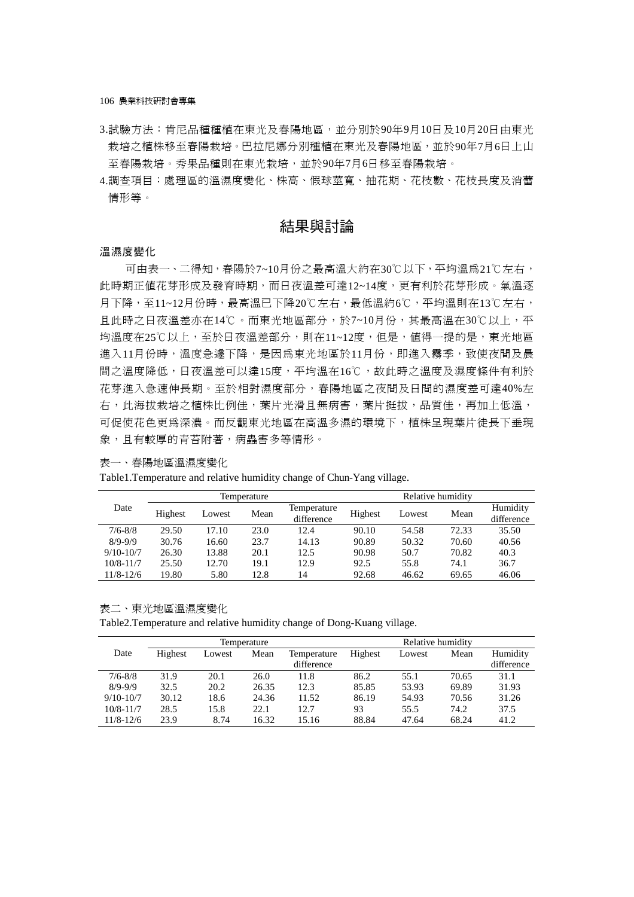3.試驗方法：肯尼品種種植在東光及春陽地區，並分別於90年9月10日及10月20日由東光栽培之植株移至春陽栽培。巴拉尼娜分別種植在東光及春陽地區，並於90年7月6日上山至春陽栽培。秀果品種則在東光栽培，並於90年7月6日移至春陽栽培。

4.調查項目：處理區的溫濕度變化、株高、假球莖寬、抽花期、花枝數、花枝長度及消蕾情形等。

## 結果與討論

### 溫濕度變化

可由表一、二得知，春陽於7~10月份之最高溫大約在30℃以下，平均溫爲21℃左右，此時期正值花芽形成及發育時期，而日夜溫差可達12~14度，更有利於花芽形成。氣溫逐月下降，至11~12月份時，最高溫已下降20℃左右，最低溫約6℃，平均溫則在13℃左右，且此時之日夜溫差亦在14℃。而東光地區部分，於7~10月份，其最高溫在30℃以上，平均溫度在25℃以上，至於日夜溫差部分，則在11~12度，但是，值得一提的是，東光地區進入11月份時，溫度急遽下降，是因爲東光地區於11月份，即進入霧季，致使夜間及晨間之溫度降低，日夜溫差可以達15度，平均溫在16℃，故此時之溫度及濕度條件有利於花芽進入急速伸長期。至於相對濕度部分，春陽地區之夜間及日間的濕度差可達40%左右，此海拔栽培之植株比例佳，葉片光滑且無病害，葉片挺拔，品質佳，再加上低溫，可促使花色更爲深濃。而反觀東光地區在高溫多濕的環境下，植株呈現葉片徒長下垂現象，且有較厚的青苔附著，病蟲害多等情形。

表一、春陽地區溫濕度變化

Table1.Temperature and relative humidity change of Chun-Yang village.

| Date | Temperature | | | | Relative humidity | | | |
|---|---|---|---|---|---|---|---|---|
| | Highest | Lowest | Mean | Temperature difference | Highest | Lowest | Mean | Humidity difference |
| 7/6-8/8 | 29.50 | 17.10 | 23.0 | 12.4 | 90.10 | 54.58 | 72.33 | 35.50 |
| 8/9-9/9 | 30.76 | 16.60 | 23.7 | 14.13 | 90.89 | 50.32 | 70.60 | 40.56 |
| 9/10-10/7 | 26.30 | 13.88 | 20.1 | 12.5 | 90.98 | 50.7 | 70.82 | 40.3 |
| 10/8-11/7 | 25.50 | 12.70 | 19.1 | 12.9 | 92.5 | 55.8 | 74.1 | 36.7 |
| 11/8-12/6 | 19.80 | 5.80 | 12.8 | 14 | 92.68 | 46.62 | 69.65 | 46.06 |

表二、東光地區溫濕度變化

Table2.Temperature and relative humidity change of Dong-Kuang village.

| Date | Temperature | | | | Relative humidity | | | |
|---|---|---|---|---|---|---|---|---|
| | Highest | Lowest | Mean | Temperature difference | Highest | Lowest | Mean | Humidity difference |
| 7/6-8/8 | 31.9 | 20.1 | 26.0 | 11.8 | 86.2 | 55.1 | 70.65 | 31.1 |
| 8/9-9/9 | 32.5 | 20.2 | 26.35 | 12.3 | 85.85 | 53.93 | 69.89 | 31.93 |
| 9/10-10/7 | 30.12 | 18.6 | 24.36 | 11.52 | 86.19 | 54.93 | 70.56 | 31.26 |
| 10/8-11/7 | 28.5 | 15.8 | 22.1 | 12.7 | 93 | 55.5 | 74.2 | 37.5 |
| 11/8-12/6 | 23.9 | 8.74 | 16.32 | 15.16 | 88.84 | 47.64 | 68.24 | 41.2 |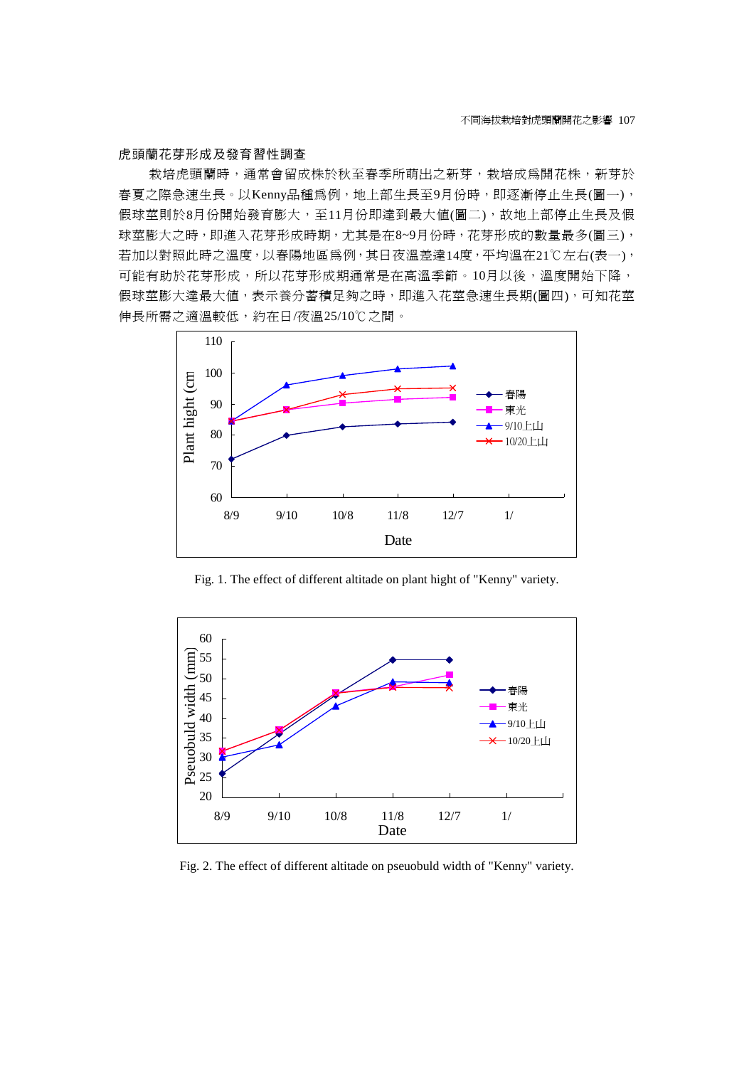### 虎頭蘭花芽形成及發育習性調查

栽培虎頭蘭時，通常會留成株於秋至春季所萌出之新芽，栽培成爲開花株，新芽於春夏之際急速生長。以Kenny品種爲例，地上部生長至9月份時，即逐漸停止生長(圖一)，假球莖則於8月份開始發育膨大，至11月份即達到最大值(圖二)，故地上部停止生長及假球莖膨大之時，即進入花芽形成時期，尤其是在8~9月份時，花芽形成的數量最多(圖三)，若加以對照此時之溫度，以春陽地區爲例，其日夜溫差達14度，平均溫在21℃左右(表一)，可能有助於花芽形成，所以花芽形成期通常是在高溫季節。10月以後，溫度開始下降，假球莖膨大達最大值，表示養分蓄積足夠之時，即進入花莖急速生長期(圖四)，可知花莖伸長所需之適溫較低，約在日/夜溫25/10℃之間。

Fig. 1. The effect of different altitude on plant hight of "Kenny" variety.

Fig. 2. The effect of different altitade on pseuobuld width of "Kenny" variety.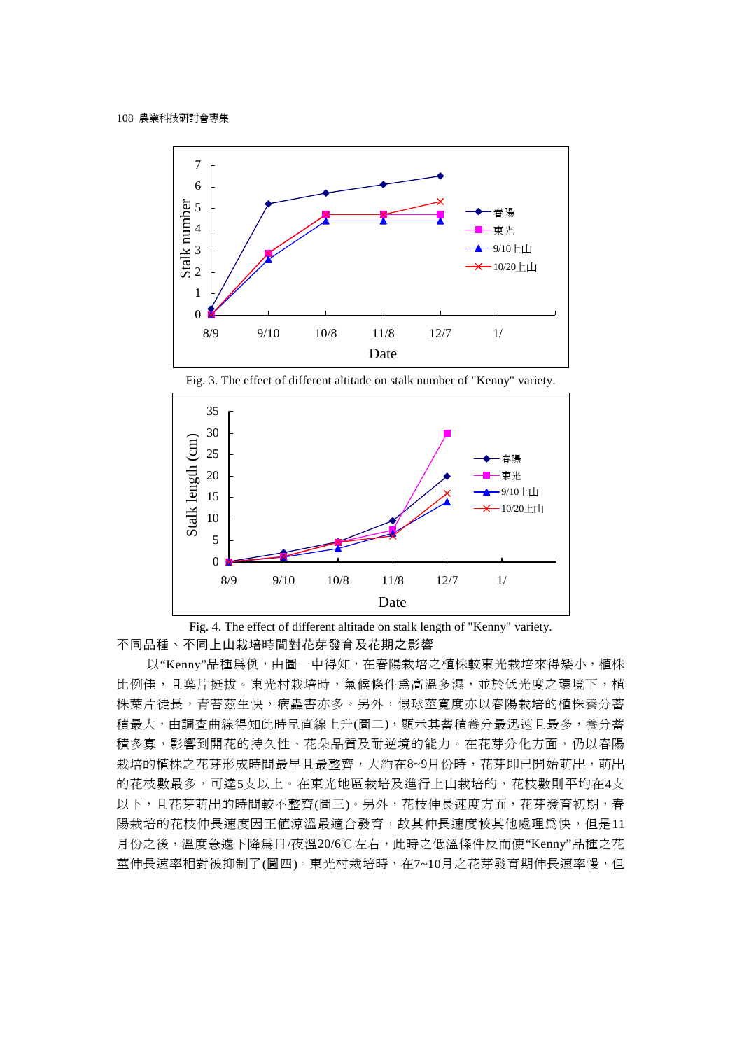Fig. 3. The effect of different altitade on stalk number of "Kenny" variety.

Fig. 4. The effect of different altitade on stalk length of "Kenny" variety.

不同品種、不同上山栽培時間對花芽發育及花期之影響

以“Kenny”品種為例，由圖一中得知，在春陽栽培之植株較東光栽培來得矮小，植株比例佳，且葉片挺拔。東光村栽培時，氣候條件為高溫多濕，並於低光度之環境下，植株葉片徒長，青苔茲生快，病蟲害亦多。另外，假球莖寬度亦以春陽栽培的植株養分蓄積最大，由調查曲線得知此時呈直線上升(圖二)，顯示其蓄積養分最迅速且最多，養分蓄積多寡，影響到開花的持久性、花朵品質及耐逆境的能力。在花芽分化方面，仍以春陽栽培的植株之花芽形成時間最早且最整齊，大約在8~9月份時，花芽即已開始萌出，萌出的花枝數最多，可達5支以上。在東光地區栽培及進行上山栽培的，花枝數則平均在4支以下，且花芽萌出的時間較不整齊(圖三)。另外，花枝伸長速度方面，花芽發育初期，春陽栽培的花枝伸長速度因正值涼溫最適合發育，故其伸長速度較其他處理為快，但是11月份之後，溫度急遽下降為日/夜溫20/6℃左右，此時之低溫條件反而使“Kenny”品種之花莖伸長速率相對被抑制了(圖四)。東光村栽培時，在7~10月之花芽發育期伸長速率慢，但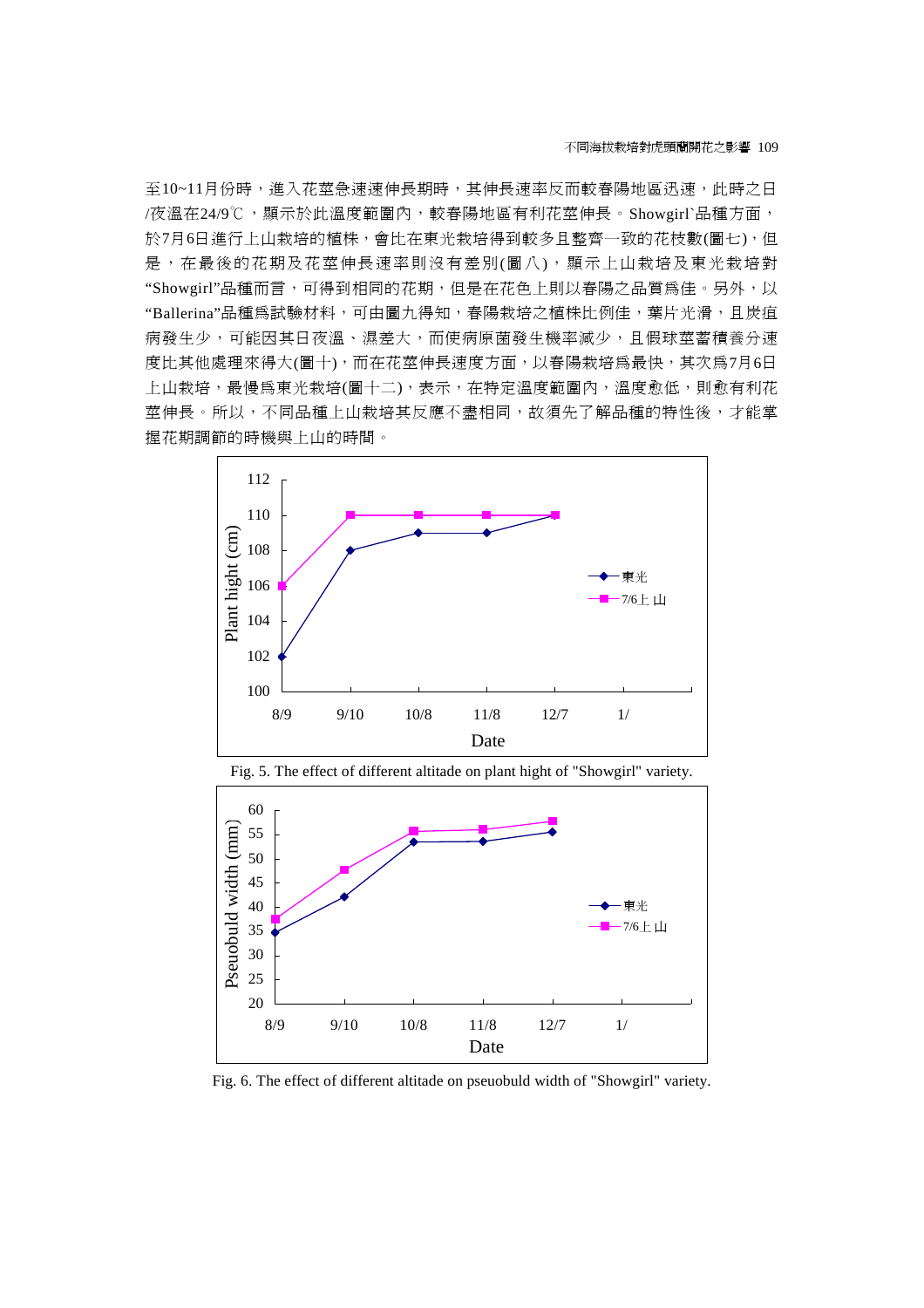至10~11月份時，進入花莖急速速伸長期時，其伸長速率反而較春陽地區迅速，此時之日/夜溫在24/9℃，顯示於此溫度範圍內，較春陽地區有利花莖伸長。Showgirl`品種方面，於7月6日進行上山栽培的植株，會比在東光栽培得到較多且整齊一致的花枝數(圖七)，但是，在最後的花期及花莖伸長速率則沒有差別(圖八)，顯示上山栽培及東光栽培對"Showgirl"品種而言，可得到相同的花期，但是在花色上則以春陽之品質爲佳。另外，以"Ballerina"品種爲試驗材料，可由圖九得知，春陽栽培之植株比例佳，葉片光滑，且炭疽病發生少，可能因其日夜溫、濕差大，而使病原菌發生機率減少，且假球莖蓄積養分速度比其他處理來得大(圖十)，而在花莖伸長速度方面，以春陽栽培爲最快，其次爲7月6日上山栽培，最慢爲東光栽培(圖十二)，表示，在特定溫度範圍內，溫度愈低，則愈有利花莖伸長。所以，不同品種上山栽培其反應不盡相同，故須先了解品種的特性後，才能掌握花期調節的時機與上山的時間。

Fig. 5. The effect of different altitade on plant hight of "Showgirl" variety.

Fig. 6. The effect of different altitade on pseuobuld width of "Showgirl" variety.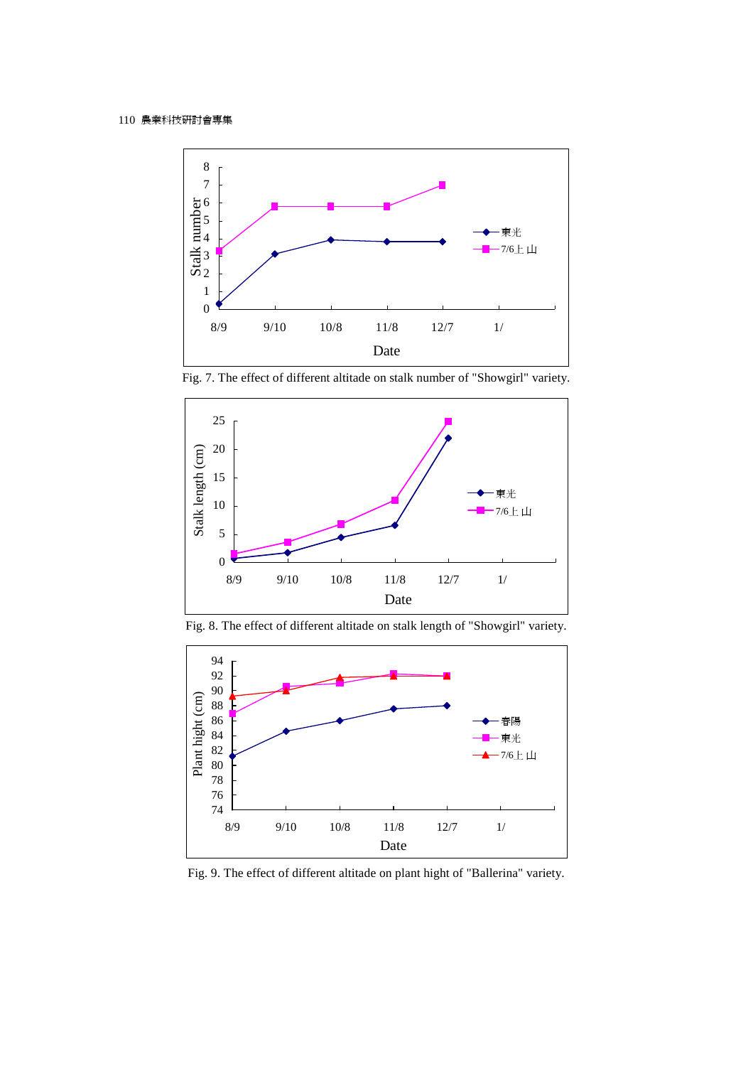Fig. 7. The effect of different altitade on stalk number of "Showgirl" variety.

Fig. 8. The effect of different altitade on stalk length of "Showgirl" variety.

Fig. 9. The effect of different altitade on plant hight of "Ballerina" variety.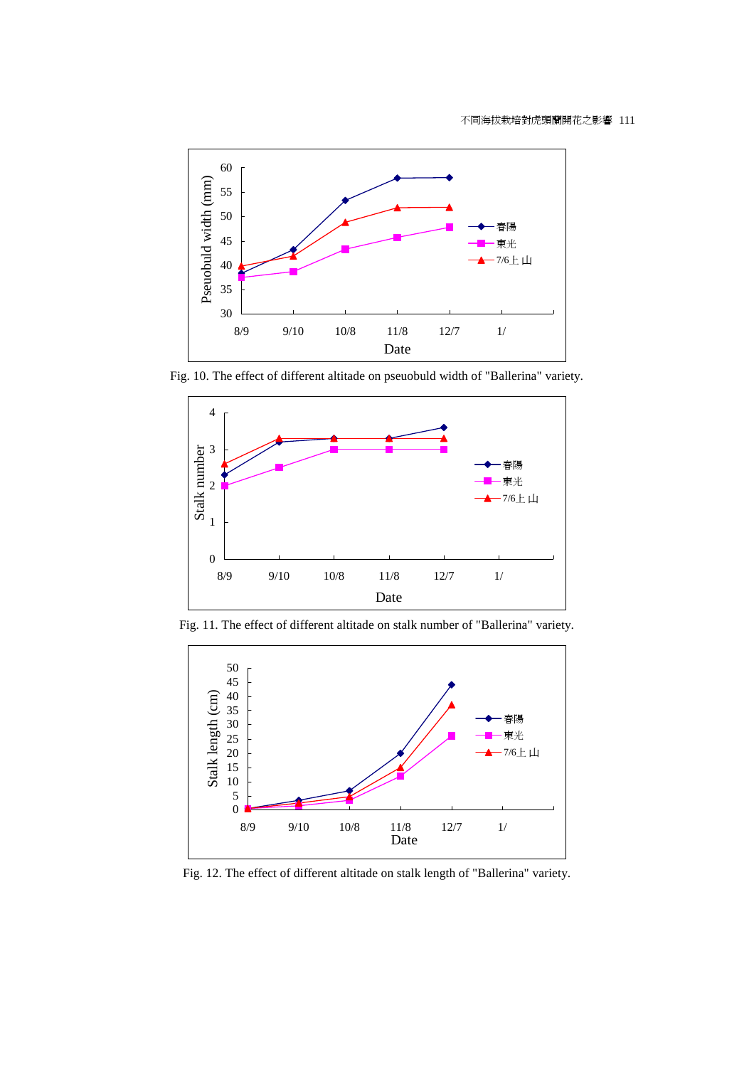Fig. 10. The effect of different altitude on pseuobuld width of "Ballerina" variety.

Fig. 11. The effect of different altitude on stalk number of "Ballerina" variety.

Fig. 12. The effect of different altitude on stalk length of "Ballerina" variety.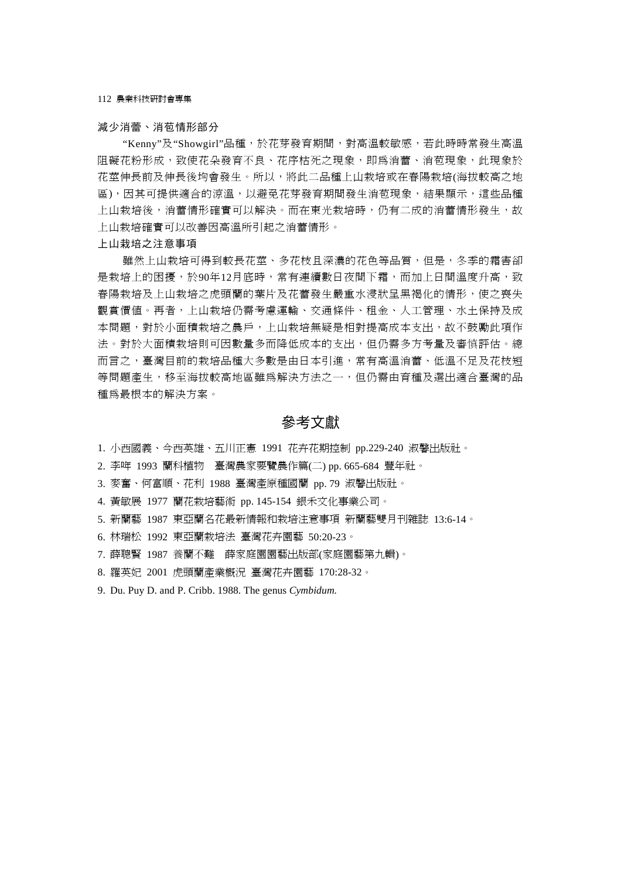減少消蕾、消苞情形部分

"Kenny"及"Showgirl"品種，於花芽發育期間，對高溫較敏感，若此時時常發生高溫阻礙花粉形成，致使花朵發育不良、花序枯死之現象，即爲消蕾、消苞現象，此現象於花莖伸長前及伸長後均會發生。所以，將此二品種上山栽培或在春陽栽培(海拔較高之地區)，因其可提供適合的涼溫，以避免花芽發育期間發生消苞現象，結果顯示，這些品種上山栽培後，消蕾情形確實可以解決。而在東光栽培時，仍有二成的消蕾情形發生，故上山栽培確實可以改善因高溫所引起之消蕾情形。

上山栽培之注意事項

雖然上山栽培可得到較長花莖、多花枝且深濃的花色等品質，但是，冬季的霜害卻是栽培上的困擾，於90年12月底時，常有連續數日夜間下霜，而加上日間溫度升高，致春陽栽培及上山栽培之虎頭蘭的葉片及花蕾發生嚴重水浸狀呈黑褐化的情形，使之喪失觀賞價值。再者，上山栽培仍需考慮運輸、交通條件、租金、人工管理、水土保持及成本問題，對於小面積栽培之農戶，上山栽培無疑是相對提高成本支出，故不鼓勵此項作法。對於大面積栽培則可因數量多而降低成本的支出，但仍需多方考量及審慎評估。總而言之，臺灣目前的栽培品種大多數是由日本引進，常有高溫消蕾、低溫不足及花枝短等問題產生，移至海拔較高地區雖爲解決方法之一，但仍需由育種及選出適合臺灣的品種爲最根本的解決方案。

## 參考文獻

1. 小西國義、今西英雄、五川正憲 1991 花卉花期控制 pp.229-240 淑馨出版社。
2. 李哖 1993 蘭科植物 臺灣農家要覽農作篇(二) pp. 665-684 豐年社。
3. 麥奮、何富順、花利 1988 臺灣產原種國蘭 pp. 79 淑馨出版社。
4. 黃敏展 1977 蘭花栽培藝術 pp. 145-154 銀禾文化事業公司。
5. 新蘭藝 1987 東亞蘭名花最新情報和栽培注意事項 新蘭藝雙月刊雜誌 13:6-14。
6. 林瑞松 1992 東亞蘭栽培法 臺灣花卉園藝 50:20-23。
7. 薛聰賢 1987 養蘭不難 薛家庭園園藝出版部(家庭園藝第九輯)。
8. 羅英妃 2001 虎頭蘭產業概況 臺灣花卉園藝 170:28-32。
9. Du. Puy D. and P. Cribb. 1988. The genus *Cymbidum.*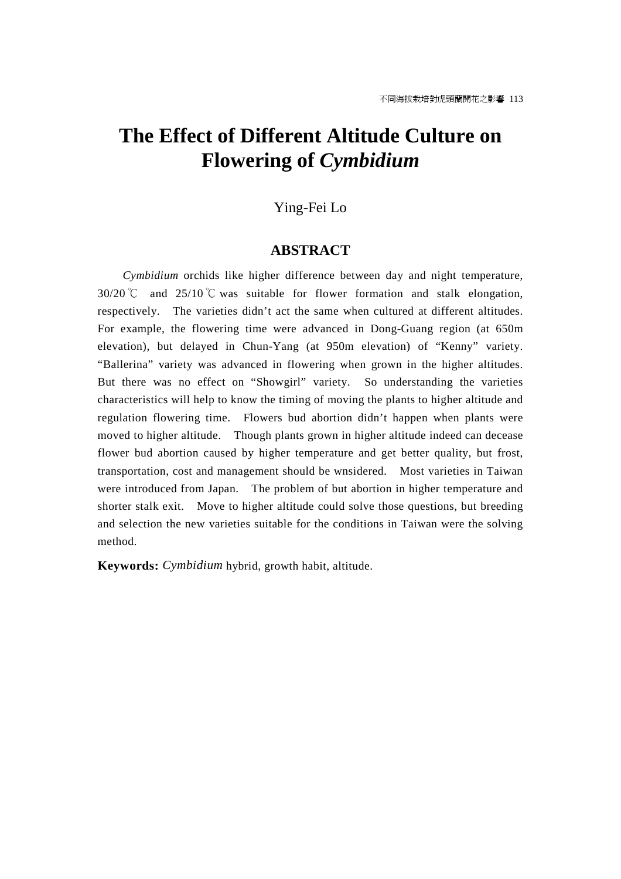# The Effect of Different Altitude Culture on Flowering of *Cymbidium*

Ying-Fei Lo

## ABSTRACT

*Cymbidium* orchids like higher difference between day and night temperature, 30/20℃ and 25/10℃ was suitable for flower formation and stalk elongation, respectively. The varieties didn't act the same when cultured at different altitudes. For example, the flowering time were advanced in Dong-Guang region (at 650m elevation), but delayed in Chun-Yang (at 950m elevation) of "Kenny" variety. "Ballerina" variety was advanced in flowering when grown in the higher altitudes. But there was no effect on "Showgirl" variety. So understanding the varieties characteristics will help to know the timing of moving the plants to higher altitude and regulation flowering time. Flowers bud abortion didn't happen when plants were moved to higher altitude. Though plants grown in higher altitude indeed can decease flower bud abortion caused by higher temperature and get better quality, but frost, transportation, cost and management should be wnsidered. Most varieties in Taiwan were introduced from Japan. The problem of but abortion in higher temperature and shorter stalk exit. Move to higher altitude could solve those questions, but breeding and selection the new varieties suitable for the conditions in Taiwan were the solving method.

**Keywords:** *Cymbidium* hybrid, growth habit, altitude.